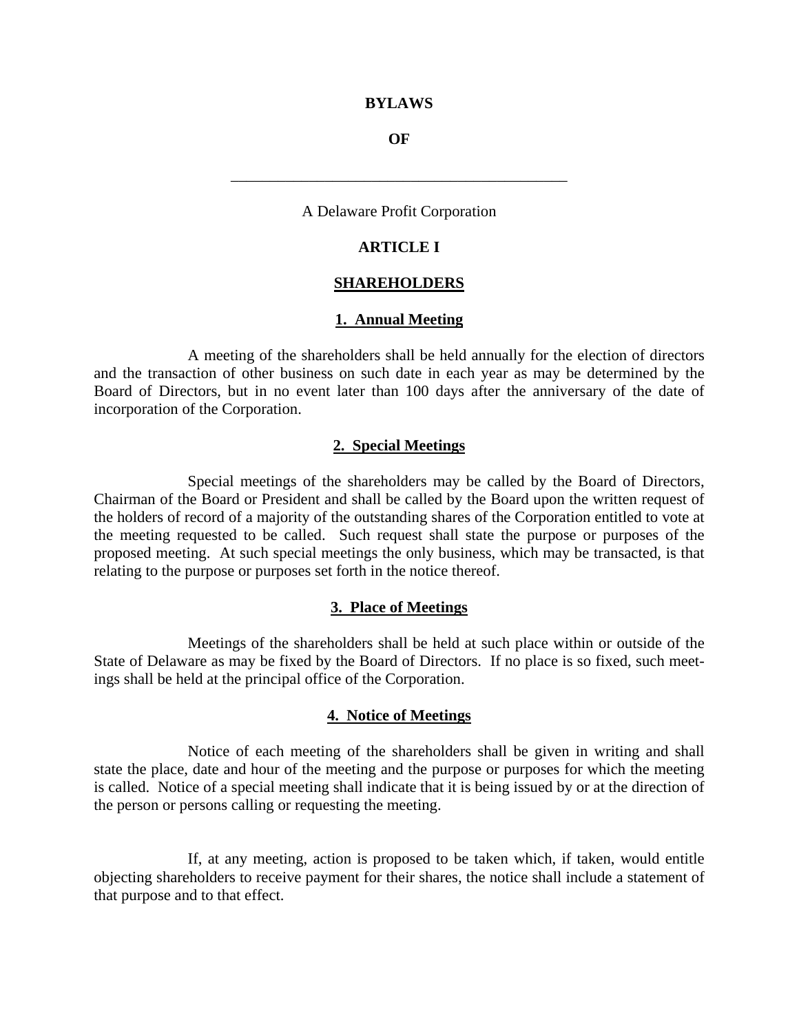# BYLAWS

# OF

\_\_\_\_\_\_\_\_\_\_\_\_\_\_\_\_\_\_\_\_\_\_\_\_\_\_\_\_\_\_\_\_\_\_\_\_\_\_\_\_\_\_\_\_

A Delaware Profit Corporation

## ARTICLE I

## SHAREHOLDERS

### 1. Annual Meeting

A meeting of the shareholders shall be held annually for the election of directors and the transaction of other business on such date in each year as may be determined by the Board of Directors, but in no event later than 100 days after the anniversary of the date of incorporation of the Corporation.

### 2. Special Meetings

Special meetings of the shareholders may be called by the Board of Directors, Chairman of the Board or President and shall be called by the Board upon the written request of the holders of record of a majority of the outstanding shares of the Corporation entitled to vote at the meeting requested to be called. Such request shall state the purpose or purposes of the proposed meeting. At such special meetings the only business, which may be transacted, is that relating to the purpose or purposes set forth in the notice thereof.

### 3. Place of Meetings

Meetings of the shareholders shall be held at such place within or outside of the State of Delaware as may be fixed by the Board of Directors. If no place is so fixed, such meetings shall be held at the principal office of the Corporation.

### 4. Notice of Meetings

Notice of each meeting of the shareholders shall be given in writing and shall state the place, date and hour of the meeting and the purpose or purposes for which the meeting is called. Notice of a special meeting shall indicate that it is being issued by or at the direction of the person or persons calling or requesting the meeting.

If, at any meeting, action is proposed to be taken which, if taken, would entitle objecting shareholders to receive payment for their shares, the notice shall include a statement of that purpose and to that effect.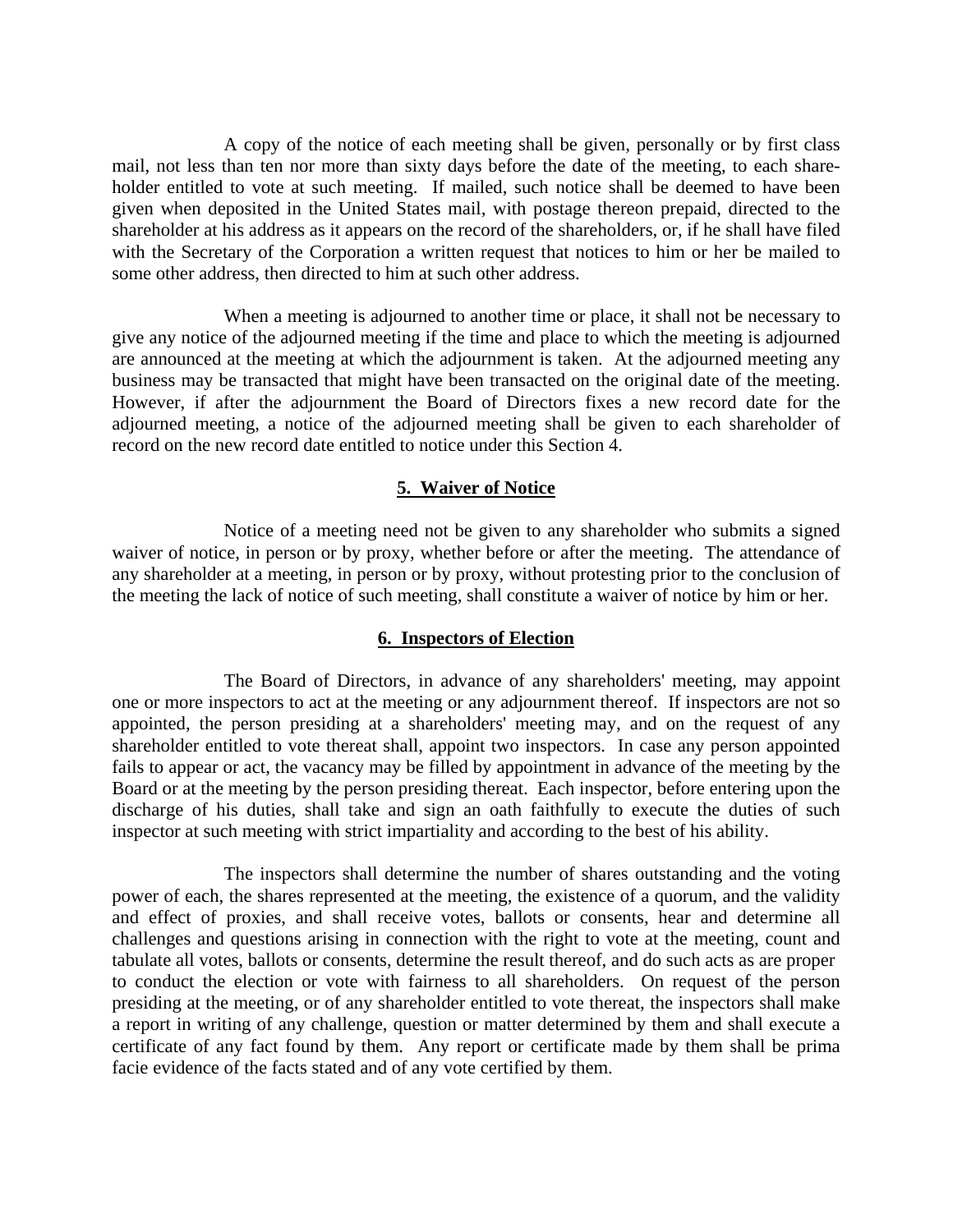A copy of the notice of each meeting shall be given, personally or by first class mail, not less than ten nor more than sixty days before the date of the meeting, to each shareholder entitled to vote at such meeting. If mailed, such notice shall be deemed to have been given when deposited in the United States mail, with postage thereon prepaid, directed to the shareholder at his address as it appears on the record of the shareholders, or, if he shall have filed with the Secretary of the Corporation a written request that notices to him or her be mailed to some other address, then directed to him at such other address.

When a meeting is adjourned to another time or place, it shall not be necessary to give any notice of the adjourned meeting if the time and place to which the meeting is adjourned are announced at the meeting at which the adjournment is taken. At the adjourned meeting any business may be transacted that might have been transacted on the original date of the meeting. However, if after the adjournment the Board of Directors fixes a new record date for the adjourned meeting, a notice of the adjourned meeting shall be given to each shareholder of record on the new record date entitled to notice under this Section 4.

## 5. Waiver of Notice

Notice of a meeting need not be given to any shareholder who submits a signed waiver of notice, in person or by proxy, whether before or after the meeting. The attendance of any shareholder at a meeting, in person or by proxy, without protesting prior to the conclusion of the meeting the lack of notice of such meeting, shall constitute a waiver of notice by him or her.

## 6. Inspectors of Election

The Board of Directors, in advance of any shareholders' meeting, may appoint one or more inspectors to act at the meeting or any adjournment thereof. If inspectors are not so appointed, the person presiding at a shareholders' meeting may, and on the request of any shareholder entitled to vote thereat shall, appoint two inspectors. In case any person appointed fails to appear or act, the vacancy may be filled by appointment in advance of the meeting by the Board or at the meeting by the person presiding thereat. Each inspector, before entering upon the discharge of his duties, shall take and sign an oath faithfully to execute the duties of such inspector at such meeting with strict impartiality and according to the best of his ability.

The inspectors shall determine the number of shares outstanding and the voting power of each, the shares represented at the meeting, the existence of a quorum, and the validity and effect of proxies, and shall receive votes, ballots or consents, hear and determine all challenges and questions arising in connection with the right to vote at the meeting, count and tabulate all votes, ballots or consents, determine the result thereof, and do such acts as are proper to conduct the election or vote with fairness to all shareholders. On request of the person presiding at the meeting, or of any shareholder entitled to vote thereat, the inspectors shall make a report in writing of any challenge, question or matter determined by them and shall execute a certificate of any fact found by them. Any report or certificate made by them shall be prima facie evidence of the facts stated and of any vote certified by them.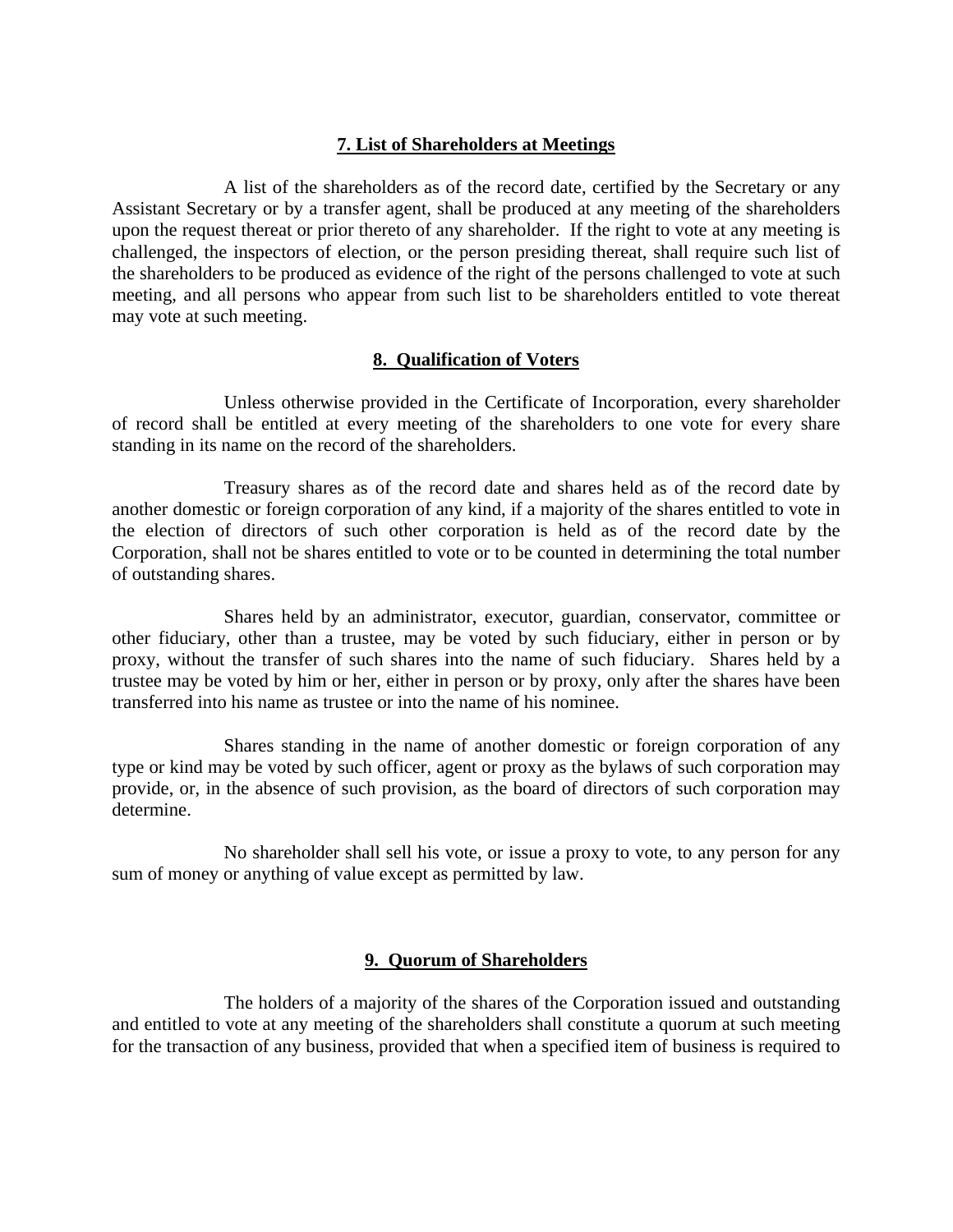## 7. List of Shareholders at Meetings

A list of the shareholders as of the record date, certified by the Secretary or any Assistant Secretary or by a transfer agent, shall be produced at any meeting of the shareholders upon the request thereat or prior thereto of any shareholder. If the right to vote at any meeting is challenged, the inspectors of election, or the person presiding thereat, shall require such list of the shareholders to be produced as evidence of the right of the persons challenged to vote at such meeting, and all persons who appear from such list to be shareholders entitled to vote thereat may vote at such meeting.

## 8. Qualification of Voters

Unless otherwise provided in the Certificate of Incorporation, every shareholder of record shall be entitled at every meeting of the shareholders to one vote for every share standing in its name on the record of the shareholders.

Treasury shares as of the record date and shares held as of the record date by another domestic or foreign corporation of any kind, if a majority of the shares entitled to vote in the election of directors of such other corporation is held as of the record date by the Corporation, shall not be shares entitled to vote or to be counted in determining the total number of outstanding shares.

Shares held by an administrator, executor, guardian, conservator, committee or other fiduciary, other than a trustee, may be voted by such fiduciary, either in person or by proxy, without the transfer of such shares into the name of such fiduciary. Shares held by a trustee may be voted by him or her, either in person or by proxy, only after the shares have been transferred into his name as trustee or into the name of his nominee.

Shares standing in the name of another domestic or foreign corporation of any type or kind may be voted by such officer, agent or proxy as the bylaws of such corporation may provide, or, in the absence of such provision, as the board of directors of such corporation may determine.

No shareholder shall sell his vote, or issue a proxy to vote, to any person for any sum of money or anything of value except as permitted by law.

## 9. Quorum of Shareholders

The holders of a majority of the shares of the Corporation issued and outstanding and entitled to vote at any meeting of the shareholders shall constitute a quorum at such meeting for the transaction of any business, provided that when a specified item of business is required to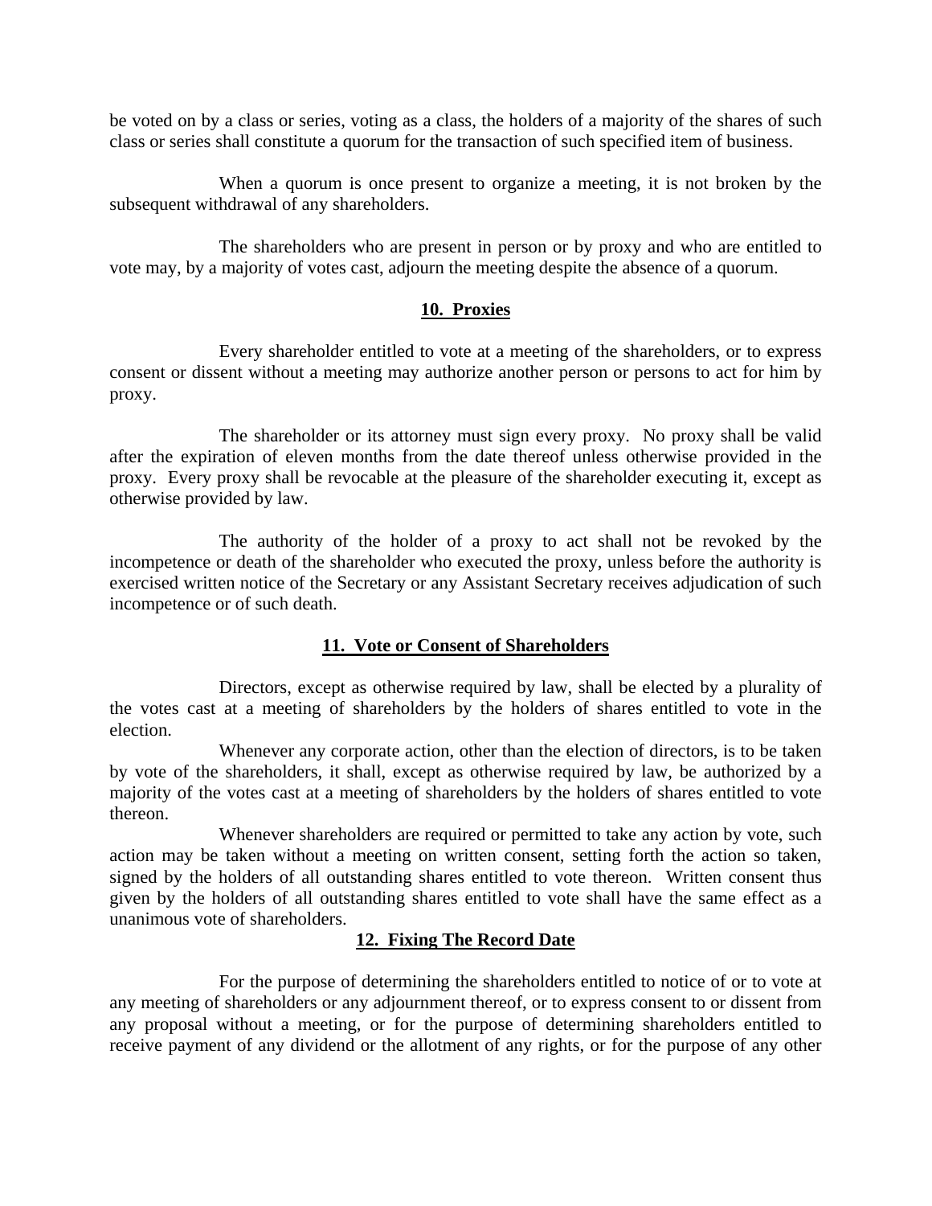be voted on by a class or series, voting as a class, the holders of a majority of the shares of such class or series shall constitute a quorum for the transaction of such specified item of business.

When a quorum is once present to organize a meeting, it is not broken by the subsequent withdrawal of any shareholders.

The shareholders who are present in person or by proxy and who are entitled to vote may, by a majority of votes cast, adjourn the meeting despite the absence of a quorum.

## 10. Proxies

Every shareholder entitled to vote at a meeting of the shareholders, or to express consent or dissent without a meeting may authorize another person or persons to act for him by proxy.

The shareholder or its attorney must sign every proxy. No proxy shall be valid after the expiration of eleven months from the date thereof unless otherwise provided in the proxy. Every proxy shall be revocable at the pleasure of the shareholder executing it, except as otherwise provided by law.

The authority of the holder of a proxy to act shall not be revoked by the incompetence or death of the shareholder who executed the proxy, unless before the authority is exercised written notice of the Secretary or any Assistant Secretary receives adjudication of such incompetence or of such death.

## 11. Vote or Consent of Shareholders

Directors, except as otherwise required by law, shall be elected by a plurality of the votes cast at a meeting of shareholders by the holders of shares entitled to vote in the election.

Whenever any corporate action, other than the election of directors, is to be taken by vote of the shareholders, it shall, except as otherwise required by law, be authorized by a majority of the votes cast at a meeting of shareholders by the holders of shares entitled to vote thereon.

Whenever shareholders are required or permitted to take any action by vote, such action may be taken without a meeting on written consent, setting forth the action so taken, signed by the holders of all outstanding shares entitled to vote thereon. Written consent thus given by the holders of all outstanding shares entitled to vote shall have the same effect as a unanimous vote of shareholders.

## 12. Fixing The Record Date

For the purpose of determining the shareholders entitled to notice of or to vote at any meeting of shareholders or any adjournment thereof, or to express consent to or dissent from any proposal without a meeting, or for the purpose of determining shareholders entitled to receive payment of any dividend or the allotment of any rights, or for the purpose of any other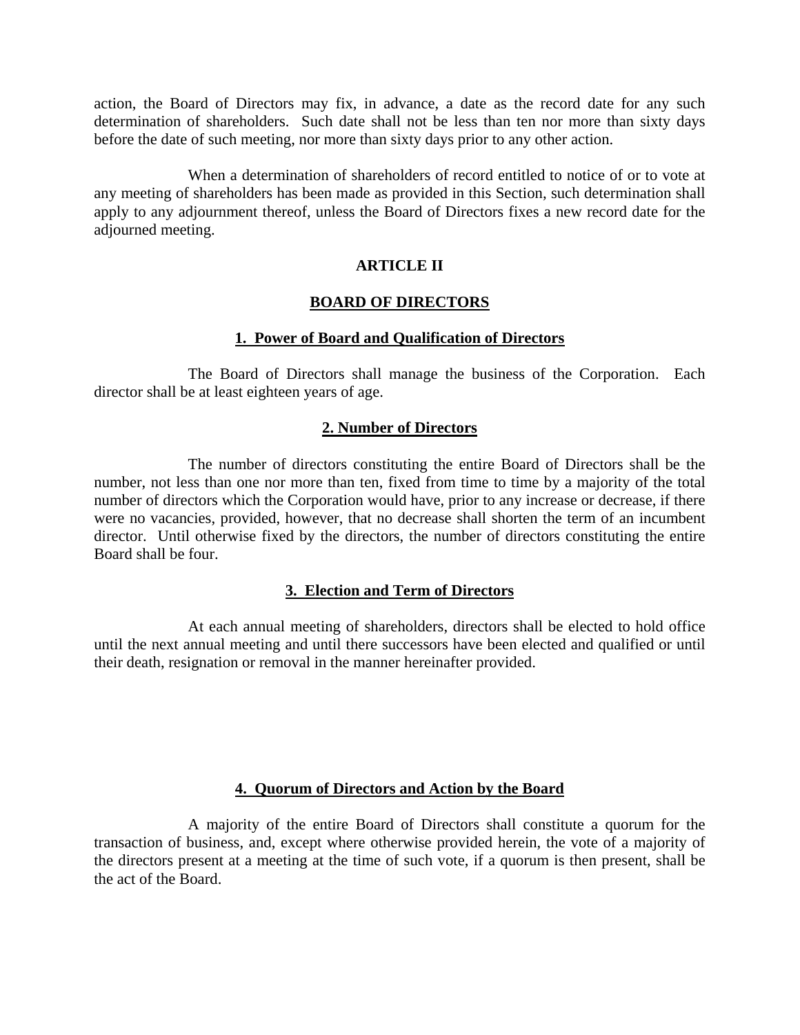action, the Board of Directors may fix, in advance, a date as the record date for any such determination of shareholders. Such date shall not be less than ten nor more than sixty days before the date of such meeting, nor more than sixty days prior to any other action.

When a determination of shareholders of record entitled to notice of or to vote at any meeting of shareholders has been made as provided in this Section, such determination shall apply to any adjournment thereof, unless the Board of Directors fixes a new record date for the adjourned meeting.

## ARTICLE II

## BOARD OF DIRECTORS

### 1. Power of Board and Qualification of Directors

The Board of Directors shall manage the business of the Corporation. Each director shall be at least eighteen years of age.

### 2. Number of Directors

The number of directors constituting the entire Board of Directors shall be the number, not less than one nor more than ten, fixed from time to time by a majority of the total number of directors which the Corporation would have, prior to any increase or decrease, if there were no vacancies, provided, however, that no decrease shall shorten the term of an incumbent director. Until otherwise fixed by the directors, the number of directors constituting the entire Board shall be four.

### 3. Election and Term of Directors

At each annual meeting of shareholders, directors shall be elected to hold office until the next annual meeting and until there successors have been elected and qualified or until their death, resignation or removal in the manner hereinafter provided.

### 4. Quorum of Directors and Action by the Board

A majority of the entire Board of Directors shall constitute a quorum for the transaction of business, and, except where otherwise provided herein, the vote of a majority of the directors present at a meeting at the time of such vote, if a quorum is then present, shall be the act of the Board.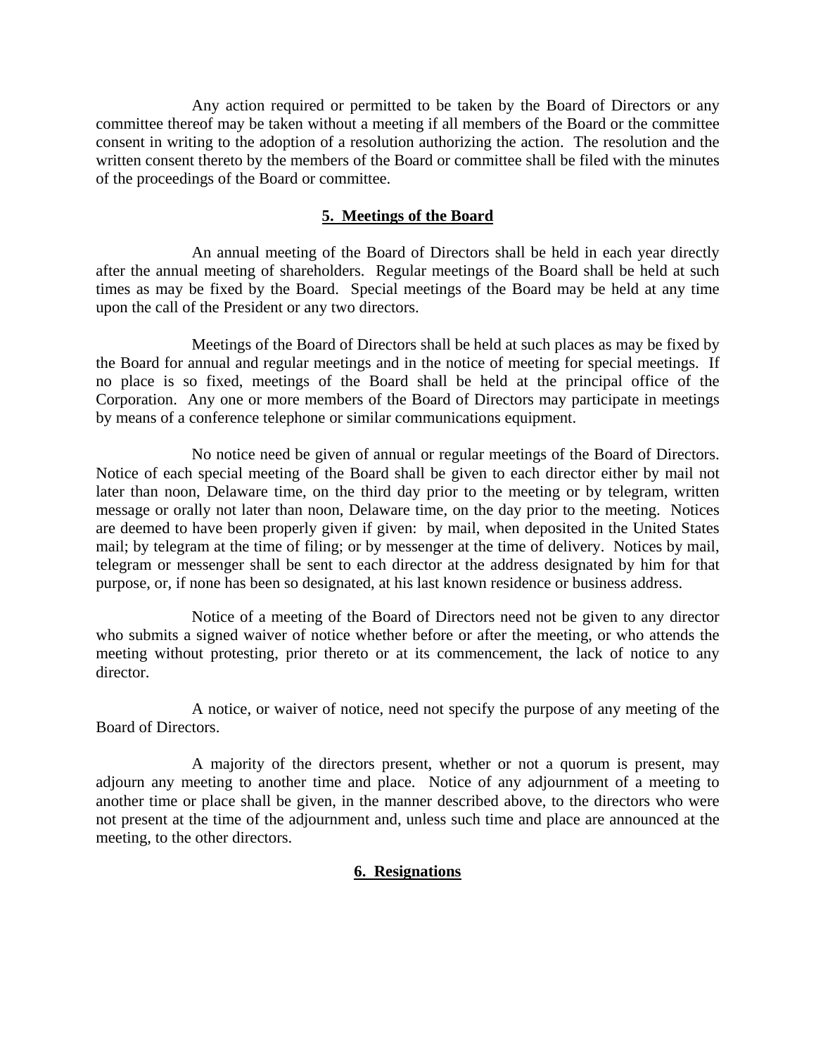Any action required or permitted to be taken by the Board of Directors or any committee thereof may be taken without a meeting if all members of the Board or the committee consent in writing to the adoption of a resolution authorizing the action. The resolution and the written consent thereto by the members of the Board or committee shall be filed with the minutes of the proceedings of the Board or committee.

## 5. Meetings of the Board

An annual meeting of the Board of Directors shall be held in each year directly after the annual meeting of shareholders. Regular meetings of the Board shall be held at such times as may be fixed by the Board. Special meetings of the Board may be held at any time upon the call of the President or any two directors.

Meetings of the Board of Directors shall be held at such places as may be fixed by the Board for annual and regular meetings and in the notice of meeting for special meetings. If no place is so fixed, meetings of the Board shall be held at the principal office of the Corporation. Any one or more members of the Board of Directors may participate in meetings by means of a conference telephone or similar communications equipment.

No notice need be given of annual or regular meetings of the Board of Directors. Notice of each special meeting of the Board shall be given to each director either by mail not later than noon, Delaware time, on the third day prior to the meeting or by telegram, written message or orally not later than noon, Delaware time, on the day prior to the meeting. Notices are deemed to have been properly given if given: by mail, when deposited in the United States mail; by telegram at the time of filing; or by messenger at the time of delivery. Notices by mail, telegram or messenger shall be sent to each director at the address designated by him for that purpose, or, if none has been so designated, at his last known residence or business address.

Notice of a meeting of the Board of Directors need not be given to any director who submits a signed waiver of notice whether before or after the meeting, or who attends the meeting without protesting, prior thereto or at its commencement, the lack of notice to any director.

A notice, or waiver of notice, need not specify the purpose of any meeting of the Board of Directors.

A majority of the directors present, whether or not a quorum is present, may adjourn any meeting to another time and place. Notice of any adjournment of a meeting to another time or place shall be given, in the manner described above, to the directors who were not present at the time of the adjournment and, unless such time and place are announced at the meeting, to the other directors.

## 6. Resignations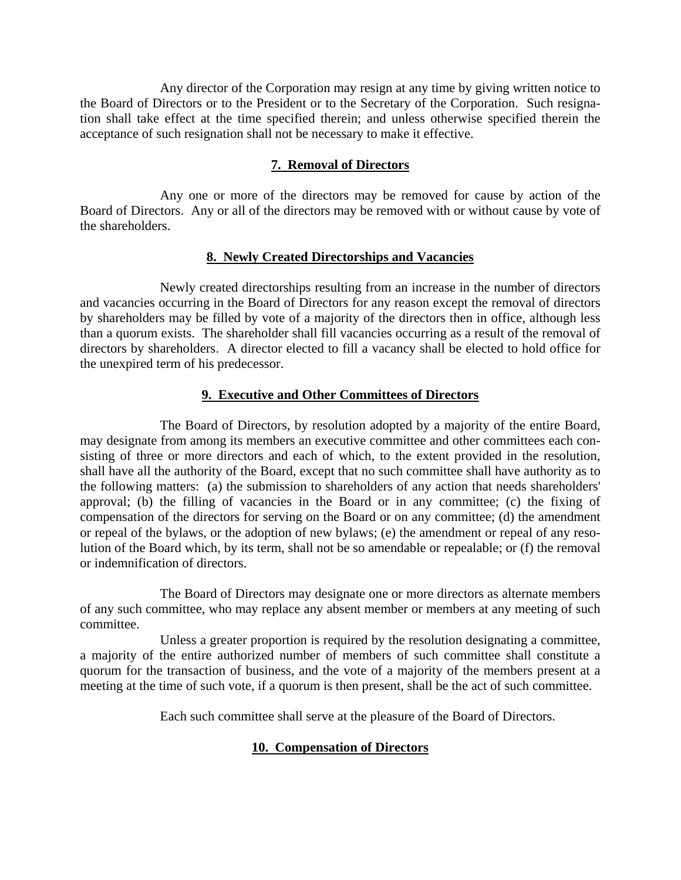Any director of the Corporation may resign at any time by giving written notice to the Board of Directors or to the President or to the Secretary of the Corporation. Such resignation shall take effect at the time specified therein; and unless otherwise specified therein the acceptance of such resignation shall not be necessary to make it effective.

### 7. Removal of Directors

Any one or more of the directors may be removed for cause by action of the Board of Directors. Any or all of the directors may be removed with or without cause by vote of the shareholders.

### 8. Newly Created Directorships and Vacancies

Newly created directorships resulting from an increase in the number of directors and vacancies occurring in the Board of Directors for any reason except the removal of directors by shareholders may be filled by vote of a majority of the directors then in office, although less than a quorum exists. The shareholder shall fill vacancies occurring as a result of the removal of directors by shareholders. A director elected to fill a vacancy shall be elected to hold office for the unexpired term of his predecessor.

### 9. Executive and Other Committees of Directors

The Board of Directors, by resolution adopted by a majority of the entire Board, may designate from among its members an executive committee and other committees each consisting of three or more directors and each of which, to the extent provided in the resolution, shall have all the authority of the Board, except that no such committee shall have authority as to the following matters: (a) the submission to shareholders of any action that needs shareholders' approval; (b) the filling of vacancies in the Board or in any committee; (c) the fixing of compensation of the directors for serving on the Board or on any committee; (d) the amendment or repeal of the bylaws, or the adoption of new bylaws; (e) the amendment or repeal of any resolution of the Board which, by its term, shall not be so amendable or repealable; or (f) the removal or indemnification of directors.

The Board of Directors may designate one or more directors as alternate members of any such committee, who may replace any absent member or members at any meeting of such committee.

Unless a greater proportion is required by the resolution designating a committee, a majority of the entire authorized number of members of such committee shall constitute a quorum for the transaction of business, and the vote of a majority of the members present at a meeting at the time of such vote, if a quorum is then present, shall be the act of such committee.

Each such committee shall serve at the pleasure of the Board of Directors.

### 10. Compensation of Directors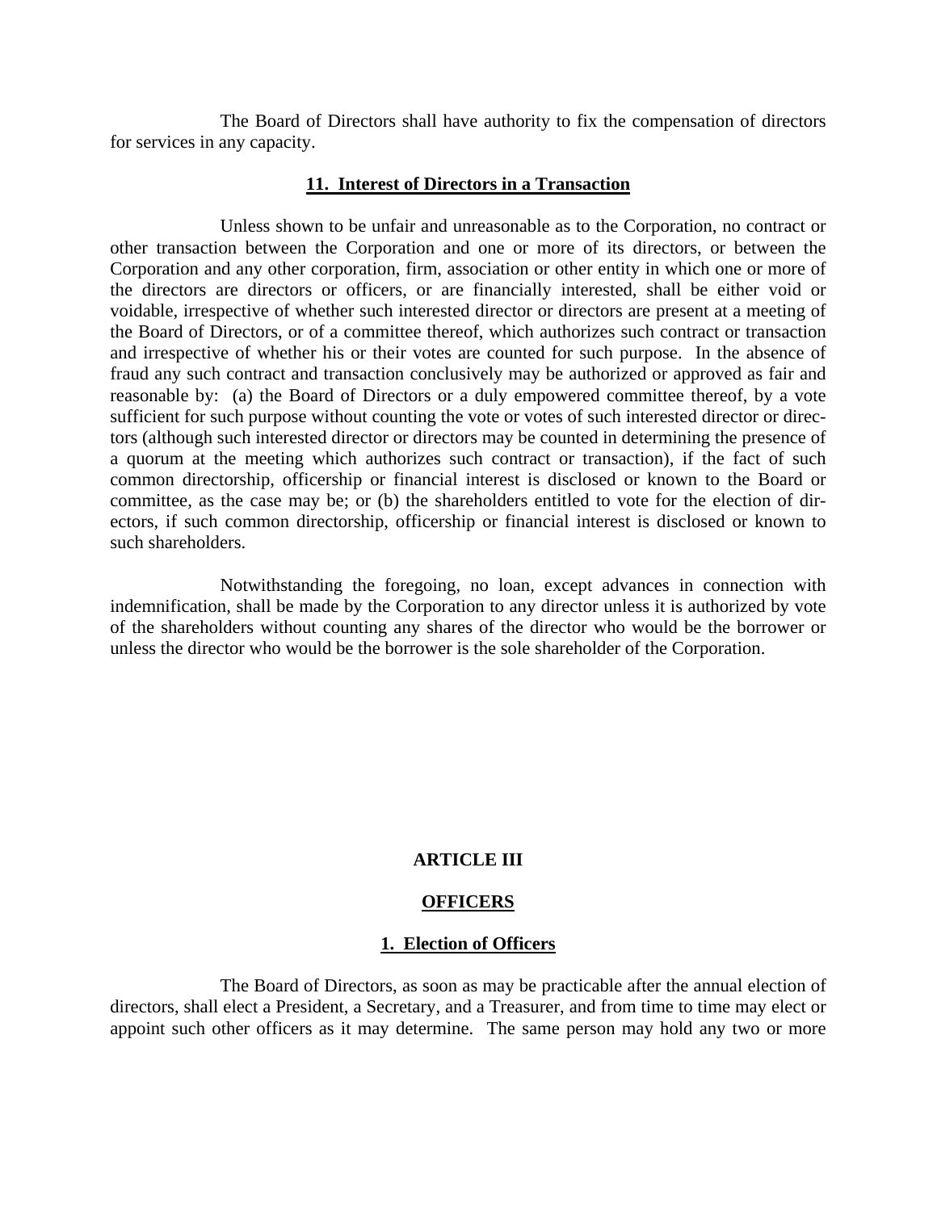The Board of Directors shall have authority to fix the compensation of directors for services in any capacity.

### 11. Interest of Directors in a Transaction

Unless shown to be unfair and unreasonable as to the Corporation, no contract or other transaction between the Corporation and one or more of its directors, or between the Corporation and any other corporation, firm, association or other entity in which one or more of the directors are directors or officers, or are financially interested, shall be either void or voidable, irrespective of whether such interested director or directors are present at a meeting of the Board of Directors, or of a committee thereof, which authorizes such contract or transaction and irrespective of whether his or their votes are counted for such purpose. In the absence of fraud any such contract and transaction conclusively may be authorized or approved as fair and reasonable by: (a) the Board of Directors or a duly empowered committee thereof, by a vote sufficient for such purpose without counting the vote or votes of such interested director or directors (although such interested director or directors may be counted in determining the presence of a quorum at the meeting which authorizes such contract or transaction), if the fact of such common directorship, officership or financial interest is disclosed or known to the Board or committee, as the case may be; or (b) the shareholders entitled to vote for the election of directors, if such common directorship, officership or financial interest is disclosed or known to such shareholders.

Notwithstanding the foregoing, no loan, except advances in connection with indemnification, shall be made by the Corporation to any director unless it is authorized by vote of the shareholders without counting any shares of the director who would be the borrower or unless the director who would be the borrower is the sole shareholder of the Corporation.

## ARTICLE III

## OFFICERS

### 1. Election of Officers

The Board of Directors, as soon as may be practicable after the annual election of directors, shall elect a President, a Secretary, and a Treasurer, and from time to time may elect or appoint such other officers as it may determine. The same person may hold any two or more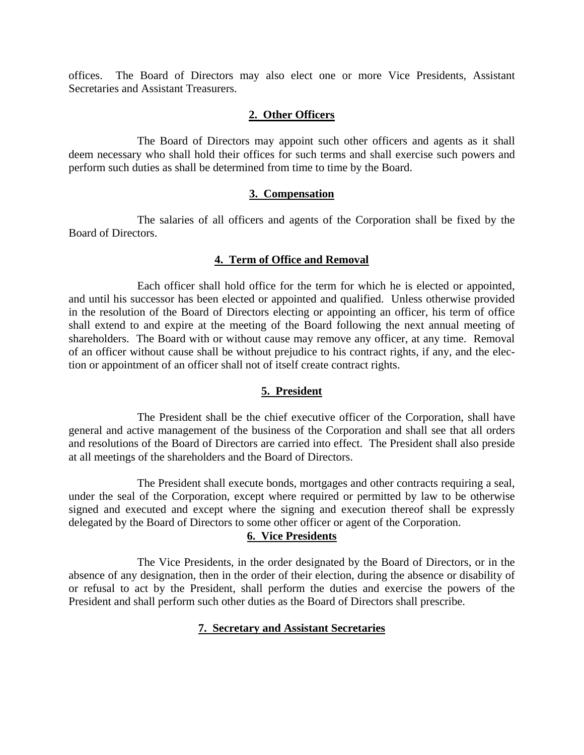offices. The Board of Directors may also elect one or more Vice Presidents, Assistant Secretaries and Assistant Treasurers.

## 2. Other Officers

The Board of Directors may appoint such other officers and agents as it shall deem necessary who shall hold their offices for such terms and shall exercise such powers and perform such duties as shall be determined from time to time by the Board.

## 3. Compensation

The salaries of all officers and agents of the Corporation shall be fixed by the Board of Directors.

## 4. Term of Office and Removal

Each officer shall hold office for the term for which he is elected or appointed, and until his successor has been elected or appointed and qualified. Unless otherwise provided in the resolution of the Board of Directors electing or appointing an officer, his term of office shall extend to and expire at the meeting of the Board following the next annual meeting of shareholders. The Board with or without cause may remove any officer, at any time. Removal of an officer without cause shall be without prejudice to his contract rights, if any, and the election or appointment of an officer shall not of itself create contract rights.

## 5. President

The President shall be the chief executive officer of the Corporation, shall have general and active management of the business of the Corporation and shall see that all orders and resolutions of the Board of Directors are carried into effect. The President shall also preside at all meetings of the shareholders and the Board of Directors.

The President shall execute bonds, mortgages and other contracts requiring a seal, under the seal of the Corporation, except where required or permitted by law to be otherwise signed and executed and except where the signing and execution thereof shall be expressly delegated by the Board of Directors to some other officer or agent of the Corporation.

## 6. Vice Presidents

The Vice Presidents, in the order designated by the Board of Directors, or in the absence of any designation, then in the order of their election, during the absence or disability of or refusal to act by the President, shall perform the duties and exercise the powers of the President and shall perform such other duties as the Board of Directors shall prescribe.

## 7. Secretary and Assistant Secretaries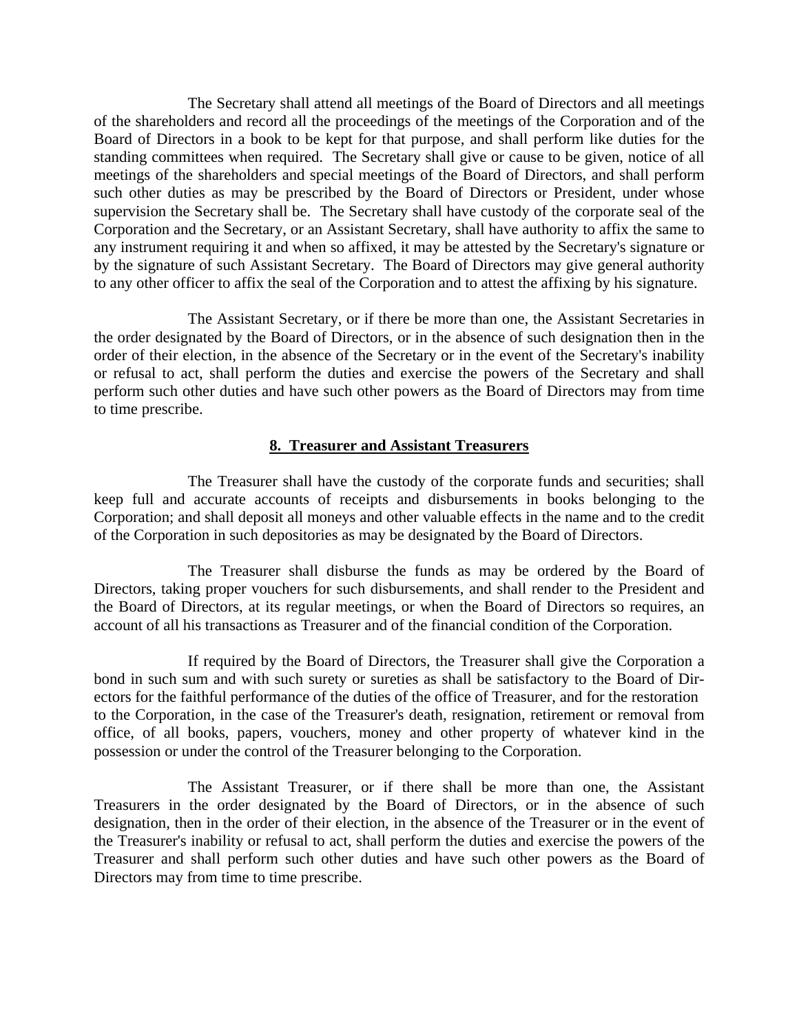The Secretary shall attend all meetings of the Board of Directors and all meetings of the shareholders and record all the proceedings of the meetings of the Corporation and of the Board of Directors in a book to be kept for that purpose, and shall perform like duties for the standing committees when required. The Secretary shall give or cause to be given, notice of all meetings of the shareholders and special meetings of the Board of Directors, and shall perform such other duties as may be prescribed by the Board of Directors or President, under whose supervision the Secretary shall be. The Secretary shall have custody of the corporate seal of the Corporation and the Secretary, or an Assistant Secretary, shall have authority to affix the same to any instrument requiring it and when so affixed, it may be attested by the Secretary's signature or by the signature of such Assistant Secretary. The Board of Directors may give general authority to any other officer to affix the seal of the Corporation and to attest the affixing by his signature.

The Assistant Secretary, or if there be more than one, the Assistant Secretaries in the order designated by the Board of Directors, or in the absence of such designation then in the order of their election, in the absence of the Secretary or in the event of the Secretary's inability or refusal to act, shall perform the duties and exercise the powers of the Secretary and shall perform such other duties and have such other powers as the Board of Directors may from time to time prescribe.

**8. Treasurer and Assistant Treasurers**

The Treasurer shall have the custody of the corporate funds and securities; shall keep full and accurate accounts of receipts and disbursements in books belonging to the Corporation; and shall deposit all moneys and other valuable effects in the name and to the credit of the Corporation in such depositories as may be designated by the Board of Directors.

The Treasurer shall disburse the funds as may be ordered by the Board of Directors, taking proper vouchers for such disbursements, and shall render to the President and the Board of Directors, at its regular meetings, or when the Board of Directors so requires, an account of all his transactions as Treasurer and of the financial condition of the Corporation.

If required by the Board of Directors, the Treasurer shall give the Corporation a bond in such sum and with such surety or sureties as shall be satisfactory to the Board of Directors for the faithful performance of the duties of the office of Treasurer, and for the restoration to the Corporation, in the case of the Treasurer's death, resignation, retirement or removal from office, of all books, papers, vouchers, money and other property of whatever kind in the possession or under the control of the Treasurer belonging to the Corporation.

The Assistant Treasurer, or if there shall be more than one, the Assistant Treasurers in the order designated by the Board of Directors, or in the absence of such designation, then in the order of their election, in the absence of the Treasurer or in the event of the Treasurer's inability or refusal to act, shall perform the duties and exercise the powers of the Treasurer and shall perform such other duties and have such other powers as the Board of Directors may from time to time prescribe.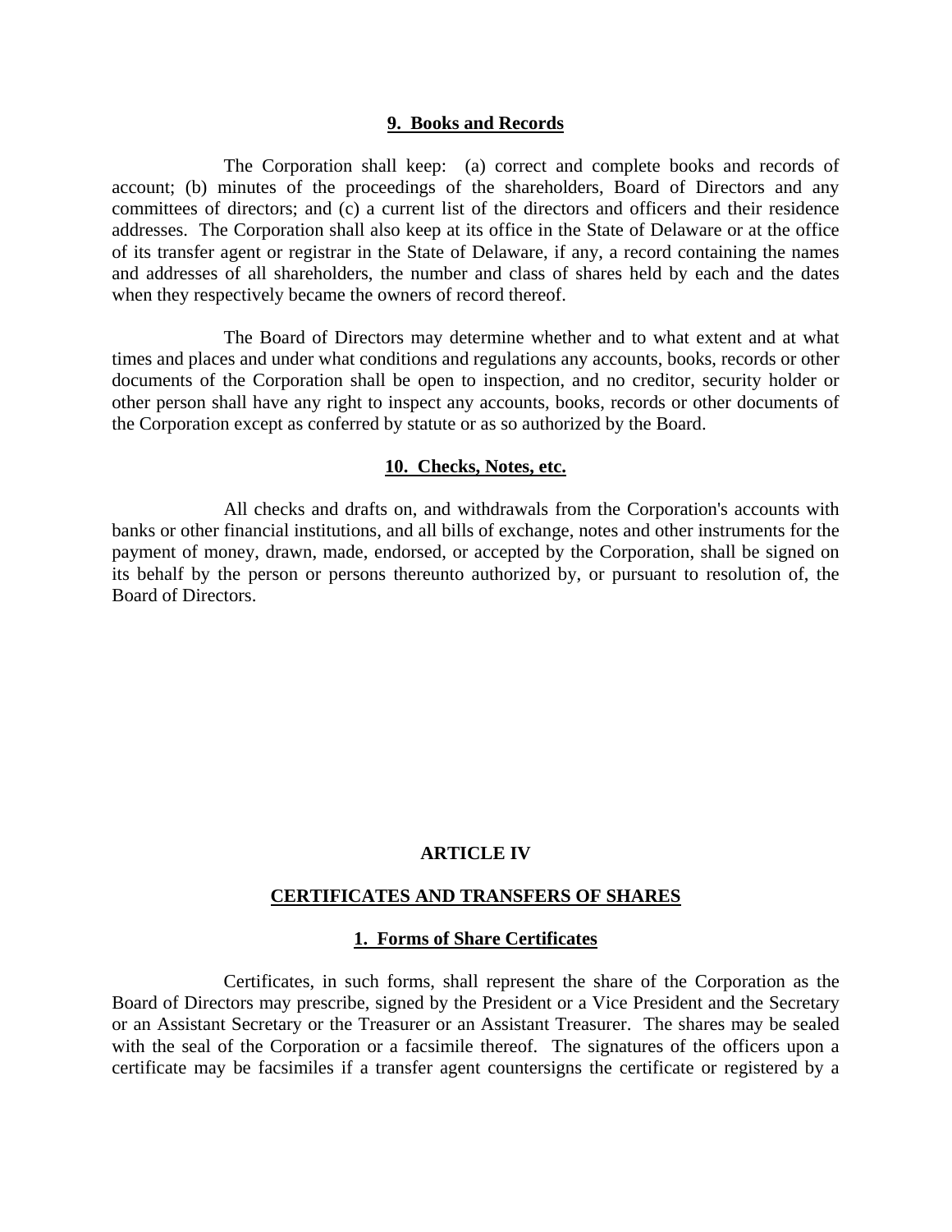### 9. Books and Records

The Corporation shall keep: (a) correct and complete books and records of account; (b) minutes of the proceedings of the shareholders, Board of Directors and any committees of directors; and (c) a current list of the directors and officers and their residence addresses. The Corporation shall also keep at its office in the State of Delaware or at the office of its transfer agent or registrar in the State of Delaware, if any, a record containing the names and addresses of all shareholders, the number and class of shares held by each and the dates when they respectively became the owners of record thereof.

The Board of Directors may determine whether and to what extent and at what times and places and under what conditions and regulations any accounts, books, records or other documents of the Corporation shall be open to inspection, and no creditor, security holder or other person shall have any right to inspect any accounts, books, records or other documents of the Corporation except as conferred by statute or as so authorized by the Board.

### 10. Checks, Notes, etc.

All checks and drafts on, and withdrawals from the Corporation's accounts with banks or other financial institutions, and all bills of exchange, notes and other instruments for the payment of money, drawn, made, endorsed, or accepted by the Corporation, shall be signed on its behalf by the person or persons thereunto authorized by, or pursuant to resolution of, the Board of Directors.

## ARTICLE IV

## CERTIFICATES AND TRANSFERS OF SHARES

### 1. Forms of Share Certificates

Certificates, in such forms, shall represent the share of the Corporation as the Board of Directors may prescribe, signed by the President or a Vice President and the Secretary or an Assistant Secretary or the Treasurer or an Assistant Treasurer. The shares may be sealed with the seal of the Corporation or a facsimile thereof. The signatures of the officers upon a certificate may be facsimiles if a transfer agent countersigns the certificate or registered by a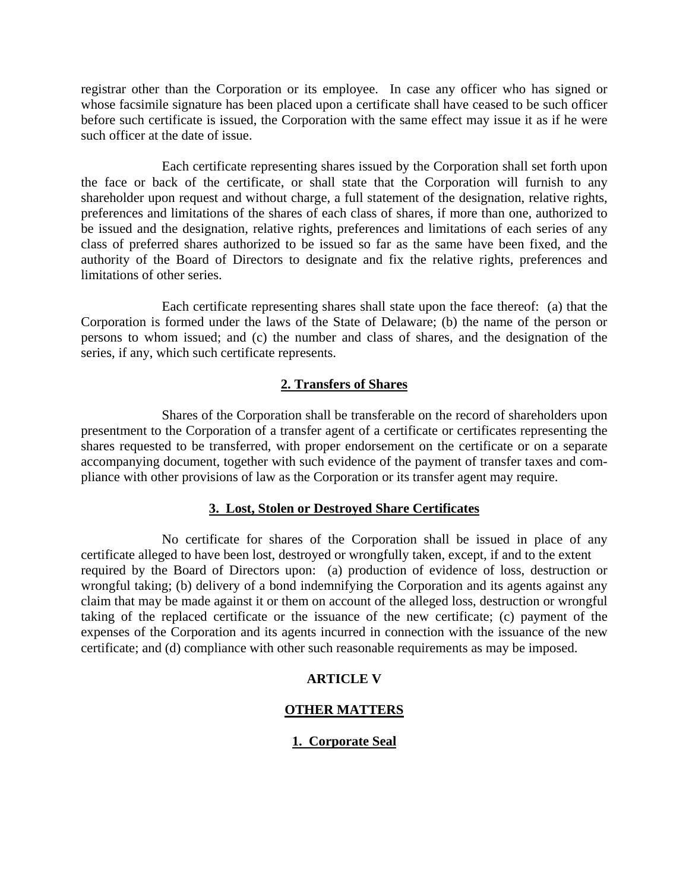registrar other than the Corporation or its employee. In case any officer who has signed or whose facsimile signature has been placed upon a certificate shall have ceased to be such officer before such certificate is issued, the Corporation with the same effect may issue it as if he were such officer at the date of issue.

Each certificate representing shares issued by the Corporation shall set forth upon the face or back of the certificate, or shall state that the Corporation will furnish to any shareholder upon request and without charge, a full statement of the designation, relative rights, preferences and limitations of the shares of each class of shares, if more than one, authorized to be issued and the designation, relative rights, preferences and limitations of each series of any class of preferred shares authorized to be issued so far as the same have been fixed, and the authority of the Board of Directors to designate and fix the relative rights, preferences and limitations of other series.

Each certificate representing shares shall state upon the face thereof: (a) that the Corporation is formed under the laws of the State of Delaware; (b) the name of the person or persons to whom issued; and (c) the number and class of shares, and the designation of the series, if any, which such certificate represents.

**2. Transfers of Shares**

Shares of the Corporation shall be transferable on the record of shareholders upon presentment to the Corporation of a transfer agent of a certificate or certificates representing the shares requested to be transferred, with proper endorsement on the certificate or on a separate accompanying document, together with such evidence of the payment of transfer taxes and compliance with other provisions of law as the Corporation or its transfer agent may require.

**3. Lost, Stolen or Destroyed Share Certificates**

No certificate for shares of the Corporation shall be issued in place of any certificate alleged to have been lost, destroyed or wrongfully taken, except, if and to the extent required by the Board of Directors upon: (a) production of evidence of loss, destruction or wrongful taking; (b) delivery of a bond indemnifying the Corporation and its agents against any claim that may be made against it or them on account of the alleged loss, destruction or wrongful taking of the replaced certificate or the issuance of the new certificate; (c) payment of the expenses of the Corporation and its agents incurred in connection with the issuance of the new certificate; and (d) compliance with other such reasonable requirements as may be imposed.

## ARTICLE V

## OTHER MATTERS

**1. Corporate Seal**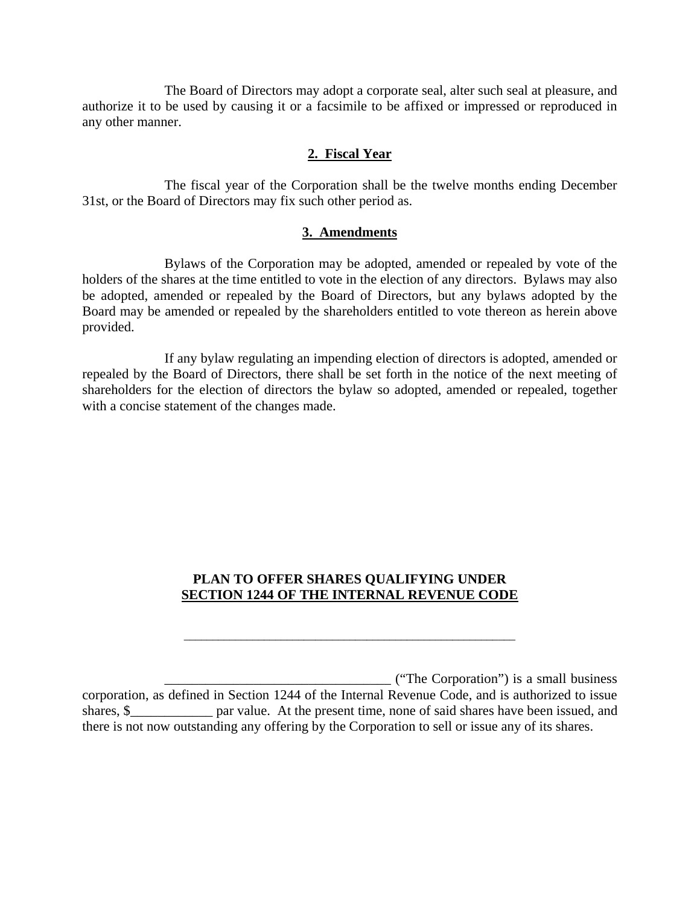The Board of Directors may adopt a corporate seal, alter such seal at pleasure, and authorize it to be used by causing it or a facsimile to be affixed or impressed or reproduced in any other manner.

**2. Fiscal Year**

The fiscal year of the Corporation shall be the twelve months ending December 31st, or the Board of Directors may fix such other period as.

**3. Amendments**

Bylaws of the Corporation may be adopted, amended or repealed by vote of the holders of the shares at the time entitled to vote in the election of any directors. Bylaws may also be adopted, amended or repealed by the Board of Directors, but any bylaws adopted by the Board may be amended or repealed by the shareholders entitled to vote thereon as herein above provided.

If any bylaw regulating an impending election of directors is adopted, amended or repealed by the Board of Directors, there shall be set forth in the notice of the next meeting of shareholders for the election of directors the bylaw so adopted, amended or repealed, together with a concise statement of the changes made.

**PLAN TO OFFER SHARES QUALIFYING UNDER SECTION 1244 OF THE INTERNAL REVENUE CODE**

_____________________________________________________

_________________________________ ("The Corporation") is a small business corporation, as defined in Section 1244 of the Internal Revenue Code, and is authorized to issue shares, $____________ par value. At the present time, none of said shares have been issued, and there is not now outstanding any offering by the Corporation to sell or issue any of its shares.